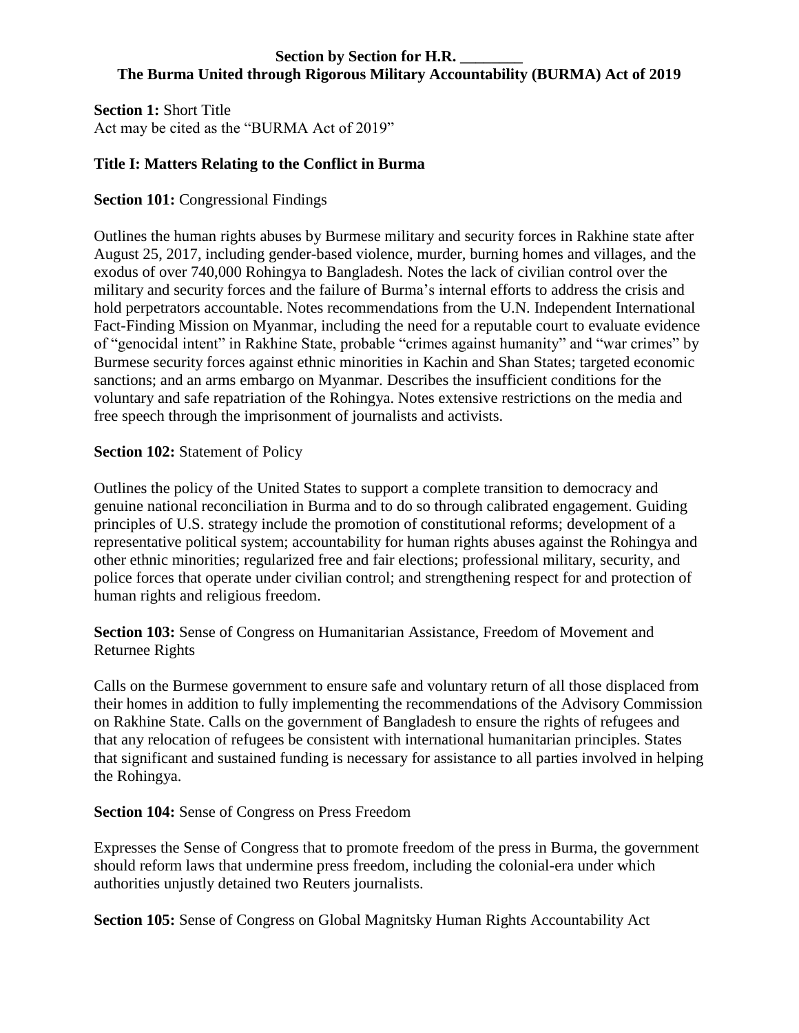# Section by Section for H.R. ________
# The Burma United through Rigorous Military Accountability (BURMA) Act of 2019

**Section 1:** Short Title
Act may be cited as the "BURMA Act of 2019"

## Title I: Matters Relating to the Conflict in Burma

**Section 101:** Congressional Findings

Outlines the human rights abuses by Burmese military and security forces in Rakhine state after August 25, 2017, including gender-based violence, murder, burning homes and villages, and the exodus of over 740,000 Rohingya to Bangladesh. Notes the lack of civilian control over the military and security forces and the failure of Burma's internal efforts to address the crisis and hold perpetrators accountable. Notes recommendations from the U.N. Independent International Fact-Finding Mission on Myanmar, including the need for a reputable court to evaluate evidence of "genocidal intent" in Rakhine State, probable "crimes against humanity" and "war crimes" by Burmese security forces against ethnic minorities in Kachin and Shan States; targeted economic sanctions; and an arms embargo on Myanmar. Describes the insufficient conditions for the voluntary and safe repatriation of the Rohingya. Notes extensive restrictions on the media and free speech through the imprisonment of journalists and activists.

**Section 102:** Statement of Policy

Outlines the policy of the United States to support a complete transition to democracy and genuine national reconciliation in Burma and to do so through calibrated engagement. Guiding principles of U.S. strategy include the promotion of constitutional reforms; development of a representative political system; accountability for human rights abuses against the Rohingya and other ethnic minorities; regularized free and fair elections; professional military, security, and police forces that operate under civilian control; and strengthening respect for and protection of human rights and religious freedom.

**Section 103:** Sense of Congress on Humanitarian Assistance, Freedom of Movement and Returnee Rights

Calls on the Burmese government to ensure safe and voluntary return of all those displaced from their homes in addition to fully implementing the recommendations of the Advisory Commission on Rakhine State. Calls on the government of Bangladesh to ensure the rights of refugees and that any relocation of refugees be consistent with international humanitarian principles. States that significant and sustained funding is necessary for assistance to all parties involved in helping the Rohingya.

**Section 104:** Sense of Congress on Press Freedom

Expresses the Sense of Congress that to promote freedom of the press in Burma, the government should reform laws that undermine press freedom, including the colonial-era under which authorities unjustly detained two Reuters journalists.

**Section 105:** Sense of Congress on Global Magnitsky Human Rights Accountability Act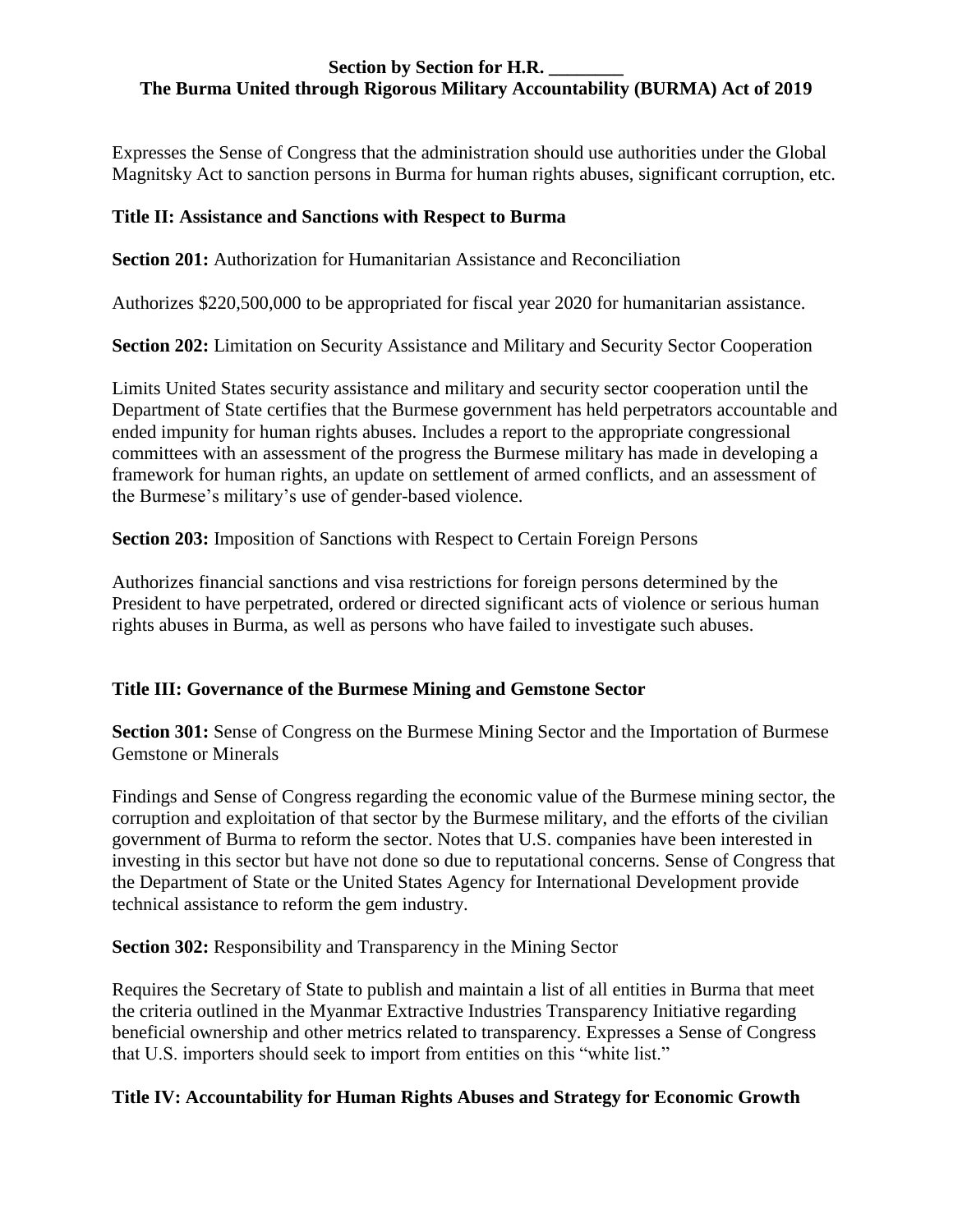**Section by Section for H.R. ________**
**The Burma United through Rigorous Military Accountability (BURMA) Act of 2019**

Expresses the Sense of Congress that the administration should use authorities under the Global Magnitsky Act to sanction persons in Burma for human rights abuses, significant corruption, etc.

## Title II: Assistance and Sanctions with Respect to Burma

**Section 201:** Authorization for Humanitarian Assistance and Reconciliation

Authorizes $220,500,000 to be appropriated for fiscal year 2020 for humanitarian assistance.

**Section 202:** Limitation on Security Assistance and Military and Security Sector Cooperation

Limits United States security assistance and military and security sector cooperation until the Department of State certifies that the Burmese government has held perpetrators accountable and ended impunity for human rights abuses. Includes a report to the appropriate congressional committees with an assessment of the progress the Burmese military has made in developing a framework for human rights, an update on settlement of armed conflicts, and an assessment of the Burmese's military's use of gender-based violence.

**Section 203:** Imposition of Sanctions with Respect to Certain Foreign Persons

Authorizes financial sanctions and visa restrictions for foreign persons determined by the President to have perpetrated, ordered or directed significant acts of violence or serious human rights abuses in Burma, as well as persons who have failed to investigate such abuses.

## Title III: Governance of the Burmese Mining and Gemstone Sector

**Section 301:** Sense of Congress on the Burmese Mining Sector and the Importation of Burmese Gemstone or Minerals

Findings and Sense of Congress regarding the economic value of the Burmese mining sector, the corruption and exploitation of that sector by the Burmese military, and the efforts of the civilian government of Burma to reform the sector. Notes that U.S. companies have been interested in investing in this sector but have not done so due to reputational concerns. Sense of Congress that the Department of State or the United States Agency for International Development provide technical assistance to reform the gem industry.

**Section 302:** Responsibility and Transparency in the Mining Sector

Requires the Secretary of State to publish and maintain a list of all entities in Burma that meet the criteria outlined in the Myanmar Extractive Industries Transparency Initiative regarding beneficial ownership and other metrics related to transparency. Expresses a Sense of Congress that U.S. importers should seek to import from entities on this "white list."

## Title IV: Accountability for Human Rights Abuses and Strategy for Economic Growth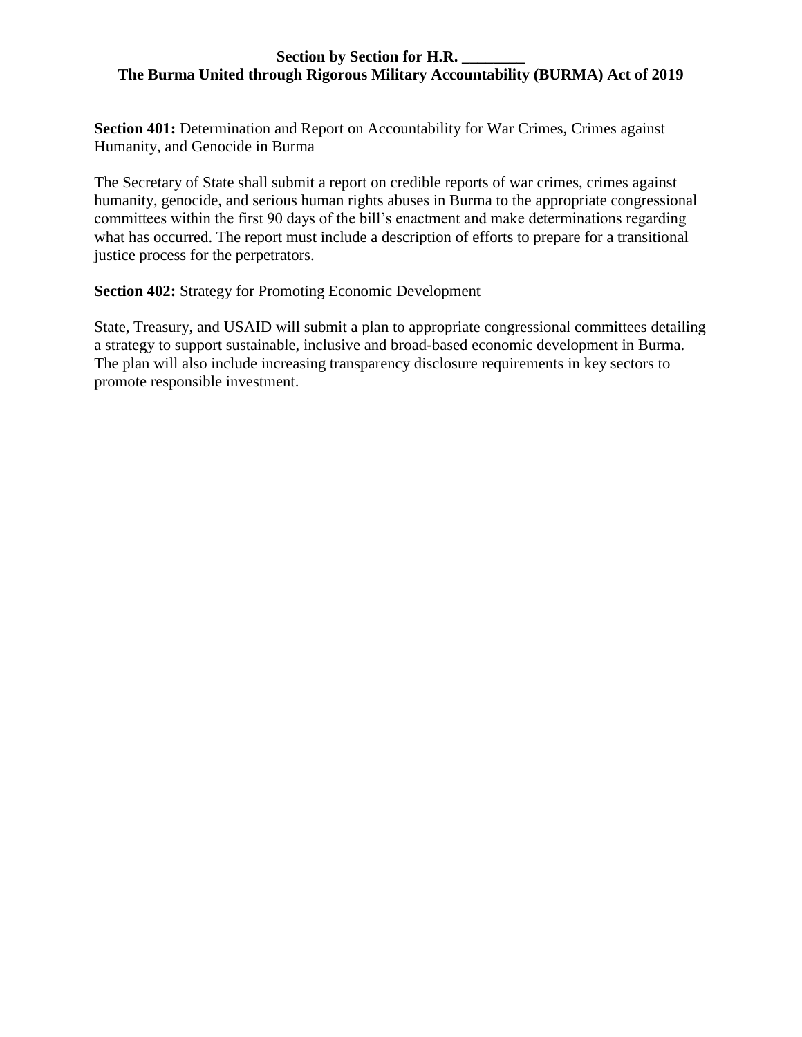**Section by Section for H.R. ________**
**The Burma United through Rigorous Military Accountability (BURMA) Act of 2019**

**Section 401:** Determination and Report on Accountability for War Crimes, Crimes against Humanity, and Genocide in Burma

The Secretary of State shall submit a report on credible reports of war crimes, crimes against humanity, genocide, and serious human rights abuses in Burma to the appropriate congressional committees within the first 90 days of the bill's enactment and make determinations regarding what has occurred. The report must include a description of efforts to prepare for a transitional justice process for the perpetrators.

**Section 402:** Strategy for Promoting Economic Development

State, Treasury, and USAID will submit a plan to appropriate congressional committees detailing a strategy to support sustainable, inclusive and broad-based economic development in Burma. The plan will also include increasing transparency disclosure requirements in key sectors to promote responsible investment.